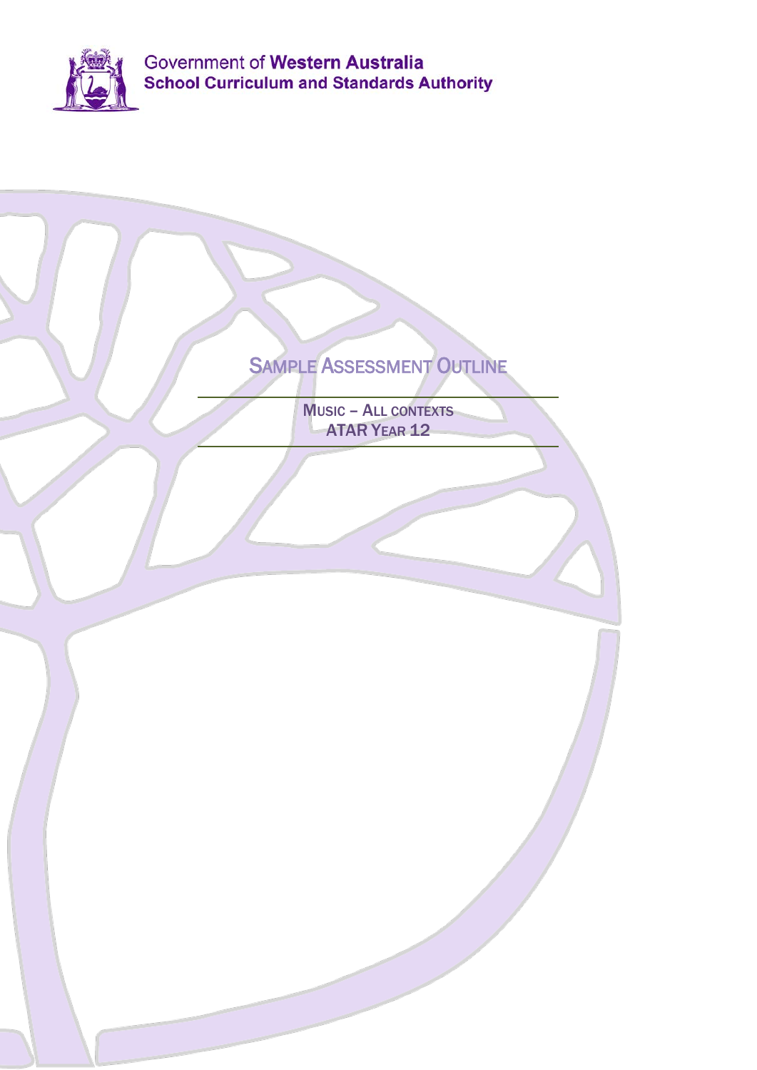Government of **Western Australia**
**School Curriculum and Standards Authority**

# Sample Assessment Outline

Music – All contexts
**ATAR Year 12**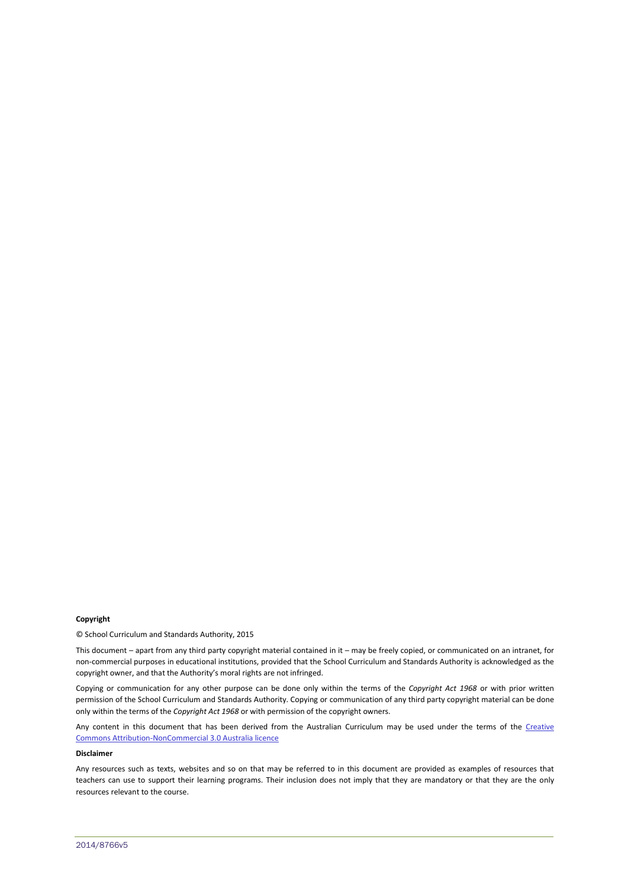**Copyright**

© School Curriculum and Standards Authority, 2015

This document – apart from any third party copyright material contained in it – may be freely copied, or communicated on an intranet, for non-commercial purposes in educational institutions, provided that the School Curriculum and Standards Authority is acknowledged as the copyright owner, and that the Authority's moral rights are not infringed.

Copying or communication for any other purpose can be done only within the terms of the *Copyright Act 1968* or with prior written permission of the School Curriculum and Standards Authority. Copying or communication of any third party copyright material can be done only within the terms of the *Copyright Act 1968* or with permission of the copyright owners.

Any content in this document that has been derived from the Australian Curriculum may be used under the terms of the [Creative Commons Attribution-NonCommercial 3.0 Australia licence]

**Disclaimer**

Any resources such as texts, websites and so on that may be referred to in this document are provided as examples of resources that teachers can use to support their learning programs. Their inclusion does not imply that they are mandatory or that they are the only resources relevant to the course.

2014/8766v5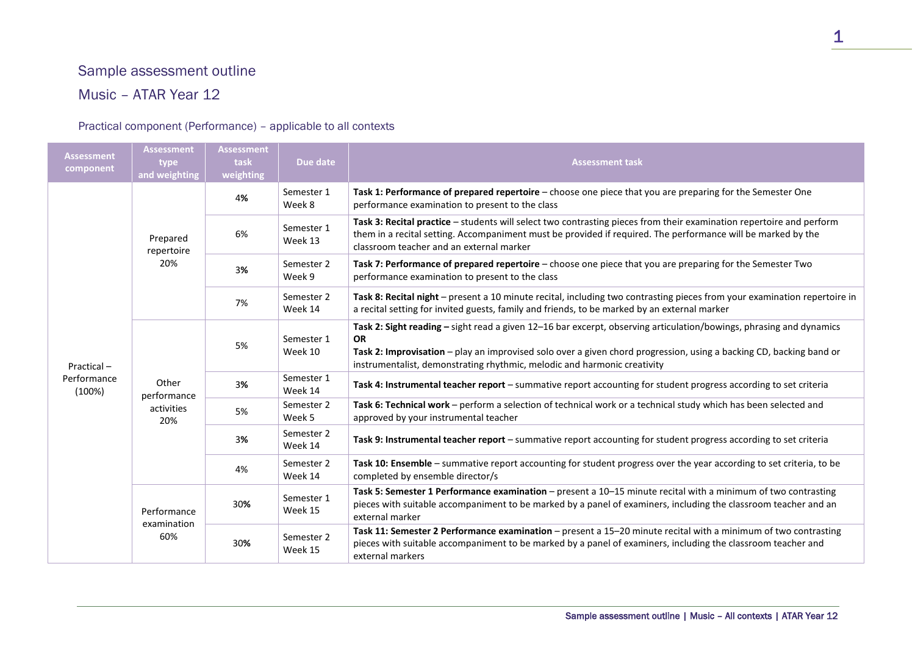## Sample assessment outline

## Music – ATAR Year 12

### Practical component (Performance) – applicable to all contexts

| Assessment component | Assessment type and weighting | Assessment task weighting | Due date | Assessment task |
|---|---|---|---|---|
| Practical – Performance (100%) | Prepared repertoire 20% | 4% | Semester 1 Week 8 | **Task 1: Performance of prepared repertoire** – choose one piece that you are preparing for the Semester One performance examination to present to the class |
| | | 6% | Semester 1 Week 13 | **Task 3: Recital practice** – students will select two contrasting pieces from their examination repertoire and perform them in a recital setting. Accompaniment must be provided if required. The performance will be marked by the classroom teacher and an external marker |
| | | 3% | Semester 2 Week 9 | **Task 7: Performance of prepared repertoire** – choose one piece that you are preparing for the Semester Two performance examination to present to the class |
| | | 7% | Semester 2 Week 14 | **Task 8: Recital night** – present a 10 minute recital, including two contrasting pieces from your examination repertoire in a recital setting for invited guests, family and friends, to be marked by an external marker |
| | Other performance activities 20% | 5% | Semester 1 Week 10 | **Task 2: Sight reading –** sight read a given 12–16 bar excerpt, observing articulation/bowings, phrasing and dynamics **OR** **Task 2: Improvisation** – play an improvised solo over a given chord progression, using a backing CD, backing band or instrumentalist, demonstrating rhythmic, melodic and harmonic creativity |
| | | 3% | Semester 1 Week 14 | **Task 4: Instrumental teacher report** – summative report accounting for student progress according to set criteria |
| | | 5% | Semester 2 Week 5 | **Task 6: Technical work** – perform a selection of technical work or a technical study which has been selected and approved by your instrumental teacher |
| | | 3% | Semester 2 Week 14 | **Task 9: Instrumental teacher report** – summative report accounting for student progress according to set criteria |
| | | 4% | Semester 2 Week 14 | **Task 10: Ensemble** – summative report accounting for student progress over the year according to set criteria, to be completed by ensemble director/s |
| | Performance examination 60% | 30% | Semester 1 Week 15 | **Task 5: Semester 1 Performance examination** – present a 10–15 minute recital with a minimum of two contrasting pieces with suitable accompaniment to be marked by a panel of examiners, including the classroom teacher and an external marker |
| | | 30% | Semester 2 Week 15 | **Task 11: Semester 2 Performance examination** – present a 15–20 minute recital with a minimum of two contrasting pieces with suitable accompaniment to be marked by a panel of examiners, including the classroom teacher and external markers |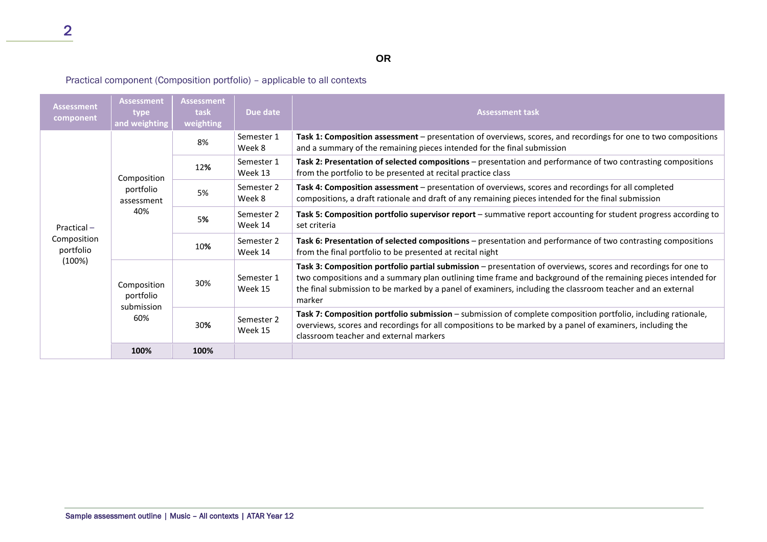**OR**

### Practical component (Composition portfolio) – applicable to all contexts

| Assessment component | Assessment type and weighting | Assessment task weighting | Due date | Assessment task |
|---|---|---|---|---|
| Practical – Composition portfolio (100%) | Composition portfolio assessment 40% | 8% | Semester 1 Week 8 | **Task 1: Composition assessment** – presentation of overviews, scores, and recordings for one to two compositions and a summary of the remaining pieces intended for the final submission |
| | | 12% | Semester 1 Week 13 | **Task 2: Presentation of selected compositions** – presentation and performance of two contrasting compositions from the portfolio to be presented at recital practice class |
| | | 5% | Semester 2 Week 8 | **Task 4: Composition assessment** – presentation of overviews, scores and recordings for all completed compositions, a draft rationale and draft of any remaining pieces intended for the final submission |
| | | 5% | Semester 2 Week 14 | **Task 5: Composition portfolio supervisor report** – summative report accounting for student progress according to set criteria |
| | | 10% | Semester 2 Week 14 | **Task 6: Presentation of selected compositions** – presentation and performance of two contrasting compositions from the final portfolio to be presented at recital night |
| | Composition portfolio submission 60% | 30% | Semester 1 Week 15 | **Task 3: Composition portfolio partial submission** – presentation of overviews, scores and recordings for one to two compositions and a summary plan outlining time frame and background of the remaining pieces intended for the final submission to be marked by a panel of examiners, including the classroom teacher and an external marker |
| | | 30% | Semester 2 Week 15 | **Task 7: Composition portfolio submission** – submission of complete composition portfolio, including rationale, overviews, scores and recordings for all compositions to be marked by a panel of examiners, including the classroom teacher and external markers |
| | **100%** | **100%** | | |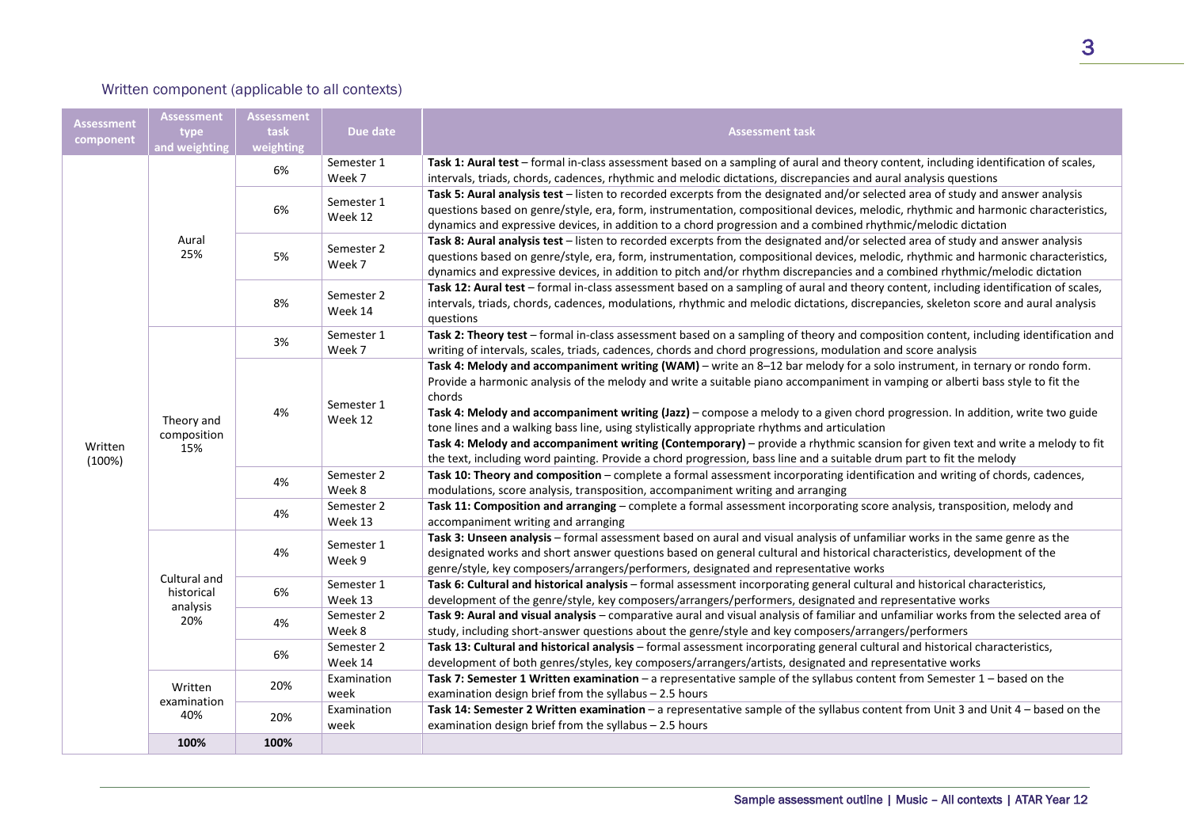## Written component (applicable to all contexts)

| Assessment component | Assessment type and weighting | Assessment task weighting | Due date | Assessment task |
|---|---|---|---|---|
| Written (100%) | Aural 25% | 6% | Semester 1 Week 7 | **Task 1: Aural test** – formal in-class assessment based on a sampling of aural and theory content, including identification of scales, intervals, triads, chords, cadences, rhythmic and melodic dictations, discrepancies and aural analysis questions |
| | | 6% | Semester 1 Week 12 | **Task 5: Aural analysis test** – listen to recorded excerpts from the designated and/or selected area of study and answer analysis questions based on genre/style, era, form, instrumentation, compositional devices, melodic, rhythmic and harmonic characteristics, dynamics and expressive devices, in addition to a chord progression and a combined rhythmic/melodic dictation |
| | | 5% | Semester 2 Week 7 | **Task 8: Aural analysis test** – listen to recorded excerpts from the designated and/or selected area of study and answer analysis questions based on genre/style, era, form, instrumentation, compositional devices, melodic, rhythmic and harmonic characteristics, dynamics and expressive devices, in addition to pitch and/or rhythm discrepancies and a combined rhythmic/melodic dictation |
| | | 8% | Semester 2 Week 14 | **Task 12: Aural test** – formal in-class assessment based on a sampling of aural and theory content, including identification of scales, intervals, triads, chords, cadences, modulations, rhythmic and melodic dictations, discrepancies, skeleton score and aural analysis questions |
| | Theory and composition 15% | 3% | Semester 1 Week 7 | **Task 2: Theory test** – formal in-class assessment based on a sampling of theory and composition content, including identification and writing of intervals, scales, triads, cadences, chords and chord progressions, modulation and score analysis |
| | | 4% | Semester 1 Week 12 | **Task 4: Melody and accompaniment writing (WAM)** – write an 8–12 bar melody for a solo instrument, in ternary or rondo form. Provide a harmonic analysis of the melody and write a suitable piano accompaniment in vamping or alberti bass style to fit the chords<br>**Task 4: Melody and accompaniment writing (Jazz)** – compose a melody to a given chord progression. In addition, write two guide tone lines and a walking bass line, using stylistically appropriate rhythms and articulation<br>**Task 4: Melody and accompaniment writing (Contemporary)** – provide a rhythmic scansion for given text and write a melody to fit the text, including word painting. Provide a chord progression, bass line and a suitable drum part to fit the melody |
| | | 4% | Semester 2 Week 8 | **Task 10: Theory and composition** – complete a formal assessment incorporating identification and writing of chords, cadences, modulations, score analysis, transposition, accompaniment writing and arranging |
| | | 4% | Semester 2 Week 13 | **Task 11: Composition and arranging** – complete a formal assessment incorporating score analysis, transposition, melody and accompaniment writing and arranging |
| | Cultural and historical analysis 20% | 4% | Semester 1 Week 9 | **Task 3: Unseen analysis** – formal assessment based on aural and visual analysis of unfamiliar works in the same genre as the designated works and short answer questions based on general cultural and historical characteristics, development of the genre/style, key composers/arrangers/performers, designated and representative works |
| | | 6% | Semester 1 Week 13 | **Task 6: Cultural and historical analysis** – formal assessment incorporating general cultural and historical characteristics, development of the genre/style, key composers/arrangers/performers, designated and representative works |
| | | 4% | Semester 2 Week 8 | **Task 9: Aural and visual analysis** – comparative aural and visual analysis of familiar and unfamiliar works from the selected area of study, including short-answer questions about the genre/style and key composers/arrangers/performers |
| | | 6% | Semester 2 Week 14 | **Task 13: Cultural and historical analysis** – formal assessment incorporating general cultural and historical characteristics, development of both genres/styles, key composers/arrangers/artists, designated and representative works |
| | Written examination 40% | 20% | Examination week | **Task 7: Semester 1 Written examination** – a representative sample of the syllabus content from Semester 1 – based on the examination design brief from the syllabus – 2.5 hours |
| | | 20% | Examination week | **Task 14: Semester 2 Written examination** – a representative sample of the syllabus content from Unit 3 and Unit 4 – based on the examination design brief from the syllabus – 2.5 hours |
| | **100%** | **100%** | | |